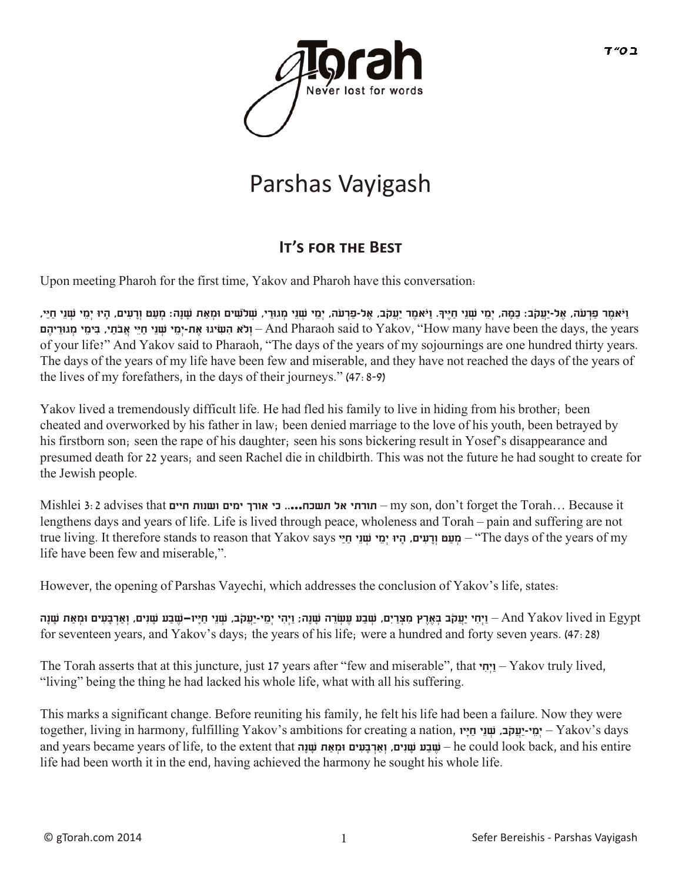# Parshas Vayigash

## It's for the Best

Upon meeting Pharoh for the first time, Yakov and Pharoh have this conversation:

**וַיֹּאמֶר פַּרְעֹה, אֶל-יַעֲקֹב: כַּמָּה, יְמֵי שְׁנֵי חַיֶּיךָ. וַיֹּאמֶר יַעֲקֹב, אֶל-פַּרְעֹה, יְמֵי שְׁנֵי מְגוּרַי, שְׁלֹשִׁים וּמְאַת שָׁנָה: מְעַט וְרָעִים, הָיוּ יְמֵי שְׁנֵי חַיַּי, וְלֹא הִשִּׂיגוּ אֶת-יְמֵי שְׁנֵי חַיֵּי אֲבֹתַי, בִּימֵי מְגוּרֵיהֶם** – And Pharaoh said to Yakov, "How many have been the days, the years of your life?" And Yakov said to Pharaoh, "The days of the years of my sojournings are one hundred thirty years. The days of the years of my life have been few and miserable, and they have not reached the days of the years of the lives of my forefathers, in the days of their journeys." **(47:8-9)**

Yakov lived a tremendously difficult life. He had fled his family to live in hiding from his brother; been cheated and overworked by his father in law; been denied marriage to the love of his youth, been betrayed by his firstborn son; seen the rape of his daughter; seen his sons bickering result in Yosef's disappearance and presumed death for 22 years; and seen Rachel die in childbirth. This was not the future he had sought to create for the Jewish people.

Mishlei 3:2 advises that **תורתי אל תשכח.....כי אורך ימים ושנות חיים** – my son, don't forget the Torah… Because it lengthens days and years of life. Life is lived through peace, wholeness and Torah – pain and suffering are not true living. It therefore stands to reason that Yakov says **מְעַט וְרָעִים, הָיוּ יְמֵי שְׁנֵי חַיַּי** – "The days of the years of my life have been few and miserable,".

However, the opening of Parshas Vayechi, which addresses the conclusion of Yakov's life, states:

**וַיְחִי יַעֲקֹב בְּאֶרֶץ מִצְרַיִם, שְׁבַע עֶשְׂרֵה שָׁנָה; וַיְהִי יְמֵי-יַעֲקֹב, שְׁנֵי חַיָּיו--שֶׁבַע שָׁנִים, וְאַרְבָּעִים וּמְאַת שָׁנָה** – And Yakov lived in Egypt for seventeen years, and Yakov's days; the years of his life; were a hundred and forty seven years. **(47:28)**

The Torah asserts that at this juncture, just 17 years after "few and miserable", that **וַיְחִי** – Yakov truly lived, "living" being the thing he had lacked his whole life, what with all his suffering.

This marks a significant change. Before reuniting his family, he felt his life had been a failure. Now they were together, living in harmony, fulfilling Yakov's ambitions for creating a nation, **יְמֵי-יַעֲקֹב, שְׁנֵי חַיָּיו** – Yakov's days and years became years of life, to the extent that **שֶׁבַע שָׁנִים, וְאַרְבָּעִים וּמְאַת שָׁנָה** – he could look back, and his entire life had been worth it in the end, having achieved the harmony he sought his whole life.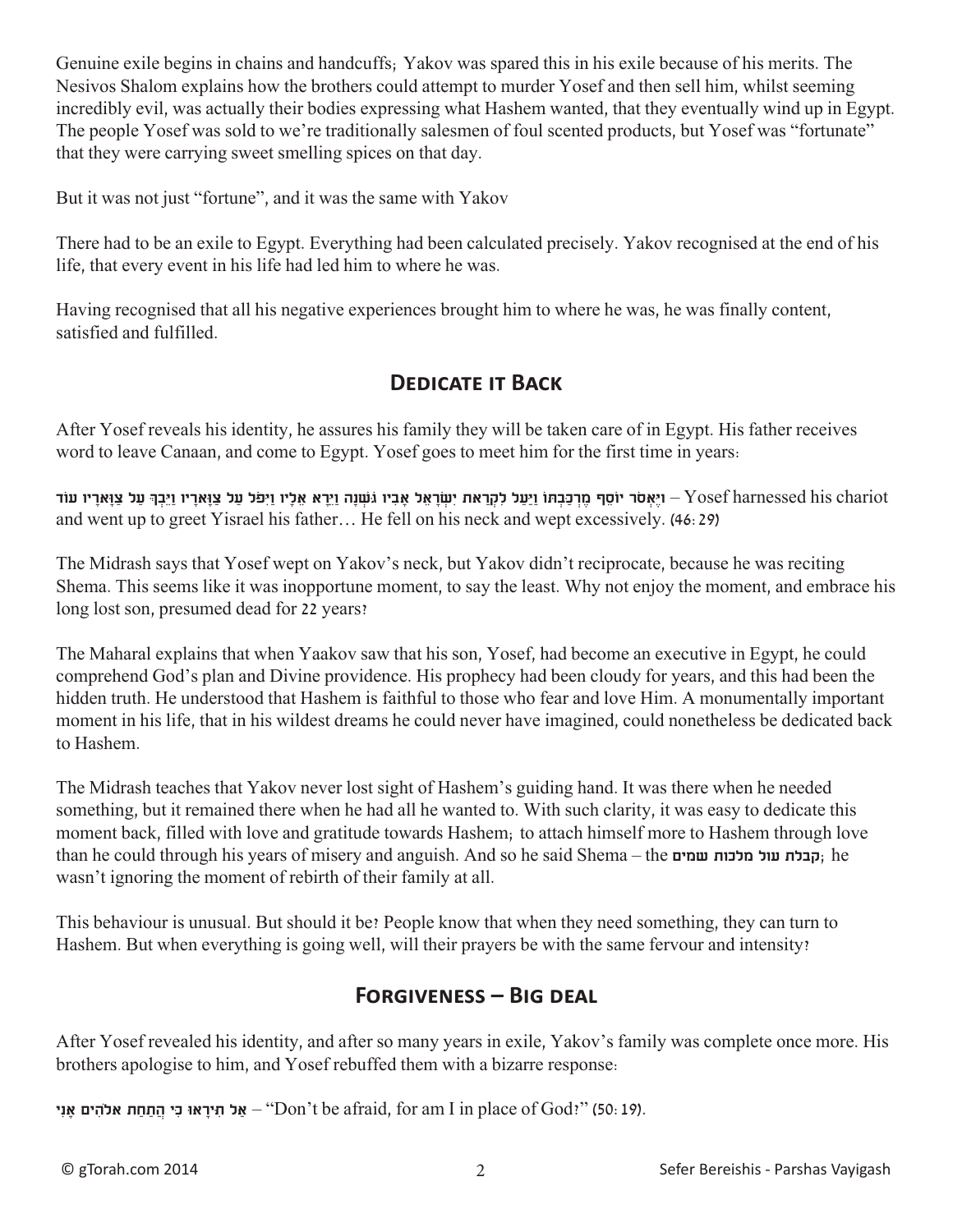Genuine exile begins in chains and handcuffs; Yakov was spared this in his exile because of his merits. The Nesivos Shalom explains how the brothers could attempt to murder Yosef and then sell him, whilst seeming incredibly evil, was actually their bodies expressing what Hashem wanted, that they eventually wind up in Egypt. The people Yosef was sold to we're traditionally salesmen of foul scented products, but Yosef was "fortunate" that they were carrying sweet smelling spices on that day.

But it was not just "fortune", and it was the same with Yakov

There had to be an exile to Egypt. Everything had been calculated precisely. Yakov recognised at the end of his life, that every event in his life had led him to where he was.

Having recognised that all his negative experiences brought him to where he was, he was finally content, satisfied and fulfilled.

## Dedicate it Back

After Yosef reveals his identity, he assures his family they will be taken care of in Egypt. His father receives word to leave Canaan, and come to Egypt. Yosef goes to meet him for the first time in years:

**וַיֶּאְסֹר יוֹסֵף מֶרְכַּבְתּוֹ וַיַּעַל לִקְרַאת יִשְׂרָאֵל אָבִיו גֹּשְׁנָה וַיֵּרָא אֵלָיו וַיִּפֹּל עַל צַוָּארָיו וַיֵּבְךְּ עַל צַוָּארָיו עוֹד** – Yosef harnessed his chariot and went up to greet Yisrael his father… He fell on his neck and wept excessively. (46:29)

The Midrash says that Yosef wept on Yakov's neck, but Yakov didn't reciprocate, because he was reciting Shema. This seems like it was inopportune moment, to say the least. Why not enjoy the moment, and embrace his long lost son, presumed dead for 22 years?

The Maharal explains that when Yaakov saw that his son, Yosef, had become an executive in Egypt, he could comprehend God's plan and Divine providence. His prophecy had been cloudy for years, and this had been the hidden truth. He understood that Hashem is faithful to those who fear and love Him. A monumentally important moment in his life, that in his wildest dreams he could never have imagined, could nonetheless be dedicated back to Hashem.

The Midrash teaches that Yakov never lost sight of Hashem's guiding hand. It was there when he needed something, but it remained there when he had all he wanted to. With such clarity, it was easy to dedicate this moment back, filled with love and gratitude towards Hashem; to attach himself more to Hashem through love than he could through his years of misery and anguish. And so he said Shema – the **קבלת עול מלכות שמים**; he wasn't ignoring the moment of rebirth of their family at all.

This behaviour is unusual. But should it be? People know that when they need something, they can turn to Hashem. But when everything is going well, will their prayers be with the same fervour and intensity?

## Forgiveness – Big deal

After Yosef revealed his identity, and after so many years in exile, Yakov's family was complete once more. His brothers apologise to him, and Yosef rebuffed them with a bizarre response:

**אַל תִּירָאוּ כִּי הֲתַחַת אלֹהִים אָנִי** – "Don't be afraid, for am I in place of God?" (50:19).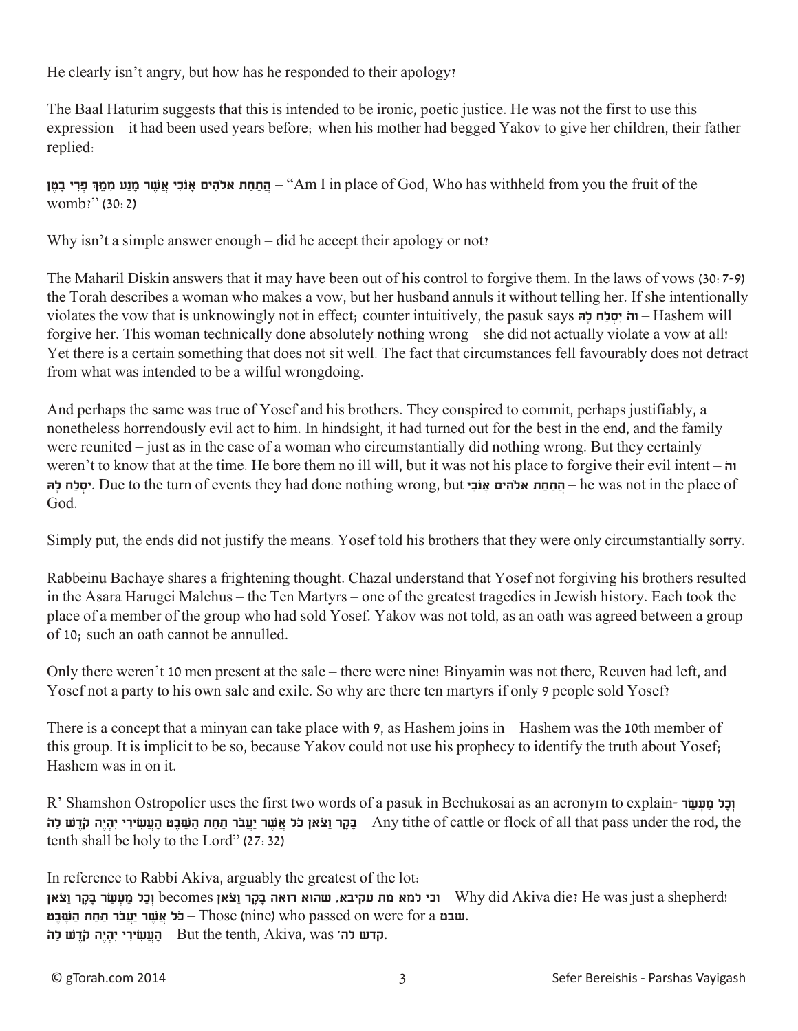He clearly isn't angry, but how has he responded to their apology?

The Baal Haturim suggests that this is intended to be ironic, poetic justice. He was not the first to use this expression – it had been used years before; when his mother had begged Yakov to give her children, their father replied:

**הֲתַחַת אלהִים אָנֹכִי אֲשֶׁר מָנַע מִמֵּךְ פְּרִי בָטֶן** – "Am I in place of God, Who has withheld from you the fruit of the womb?" (30:2)

Why isn't a simple answer enough – did he accept their apology or not?

The Maharil Diskin answers that it may have been out of his control to forgive them. In the laws of vows (30:7-9) the Torah describes a woman who makes a vow, but her husband annuls it without telling her. If she intentionally violates the vow that is unknowingly not in effect; counter intuitively, the pasuk says **וה׳ יִסְלַח לָהּ** – Hashem will forgive her. This woman technically done absolutely nothing wrong – she did not actually violate a vow at all! Yet there is a certain something that does not sit well. The fact that circumstances fell favourably does not detract from what was intended to be a wilful wrongdoing.

And perhaps the same was true of Yosef and his brothers. They conspired to commit, perhaps justifiably, a nonetheless horrendously evil act to him. In hindsight, it had turned out for the best in the end, and the family were reunited – just as in the case of a woman who circumstantially did nothing wrong. But they certainly weren't to know that at the time. He bore them no ill will, but it was not his place to forgive their evil intent – **וה׳ יִסְלַח לָהּ**. Due to the turn of events they had done nothing wrong, but **הֲתַחַת אלהִים אָנֹכִי** – he was not in the place of God.

Simply put, the ends did not justify the means. Yosef told his brothers that they were only circumstantially sorry.

Rabbeinu Bachaye shares a frightening thought. Chazal understand that Yosef not forgiving his brothers resulted in the Asara Harugei Malchus – the Ten Martyrs – one of the greatest tragedies in Jewish history. Each took the place of a member of the group who had sold Yosef. Yakov was not told, as an oath was agreed between a group of 10; such an oath cannot be annulled.

Only there weren't 10 men present at the sale – there were nine! Binyamin was not there, Reuven had left, and Yosef not a party to his own sale and exile. So why are there ten martyrs if only 9 people sold Yosef?

There is a concept that a minyan can take place with 9, as Hashem joins in – Hashem was the 10th member of this group. It is implicit to be so, because Yakov could not use his prophecy to identify the truth about Yosef; Hashem was in on it.

R' Shamshon Ostropolier uses the first two words of a pasuk in Bechukosai as an acronym to explain- **וְכָל מַעְשַׂר בָּקָר וָצֹאן כֹּל אֲשֶׁר יַעֲבֹר תַּחַת הַשָּׁבֶט הָעֲשִׂירִי יִהְיֶה קֹדֶשׁ לַה׳** – Any tithe of cattle or flock of all that pass under the rod, the tenth shall be holy to the Lord" (27:32)

In reference to Rabbi Akiva, arguably the greatest of the lot:

**וְכָל מַעְשַׂר בָּקָר וָצֹאן** becomes **וכי למא מת עקיבא, שהוא רואה בָּקָר וָצֹאן** – Why did Akiva die? He was just a shepherd!

**כֹּל אֲשֶׁר יַעֲבֹר תַּחַת הַשָּׁבֶט** – Those (nine) who passed on were for a **שבט**.

**הָעֲשִׂירִי יִהְיֶה קֹדֶשׁ לַה׳** – But the tenth, Akiva, was **קדש לה׳**.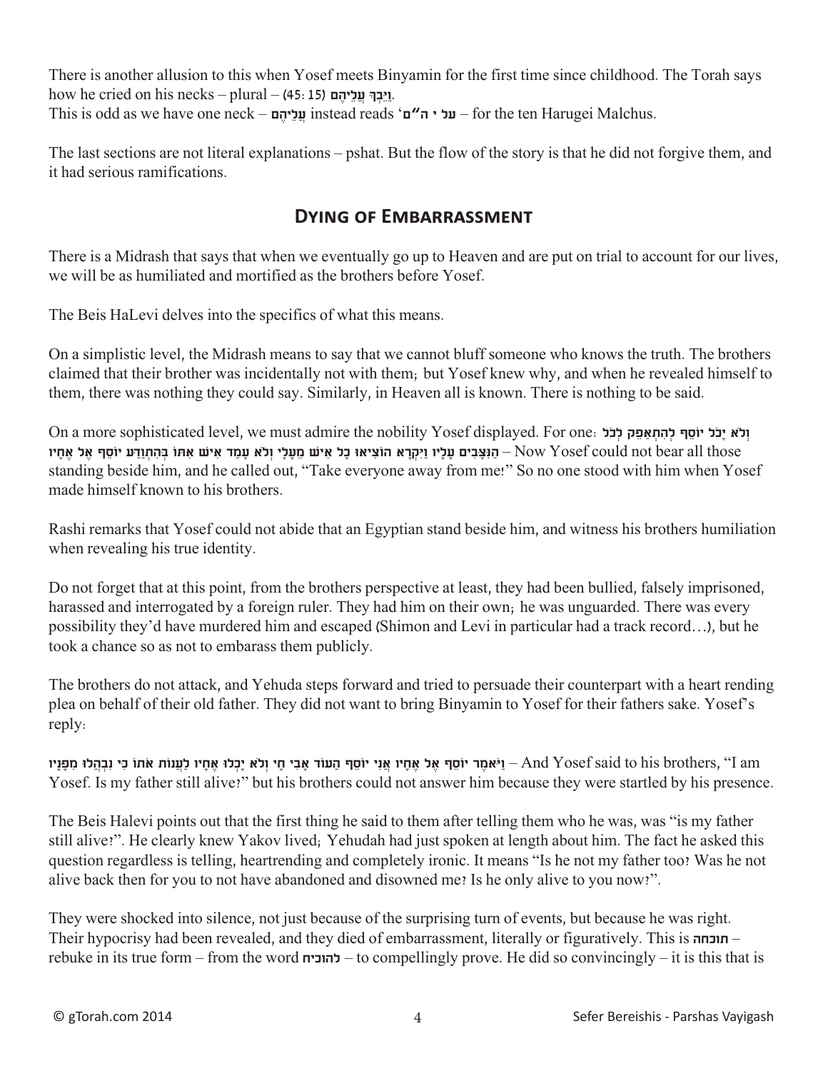There is another allusion to this when Yosef meets Binyamin for the first time since childhood. The Torah says how he cried on his necks – plural – (45:15) וַיֵּבְךְּ עֲלֵיהֶם.

This is odd as we have one neck – עֲלֵיהֶם instead reads 'על י ה"ם' – for the ten Harugei Malchus.

The last sections are not literal explanations – pshat. But the flow of the story is that he did not forgive them, and it had serious ramifications.

## Dying of Embarrassment

There is a Midrash that says that when we eventually go up to Heaven and are put on trial to account for our lives, we will be as humiliated and mortified as the brothers before Yosef.

The Beis HaLevi delves into the specifics of what this means.

On a simplistic level, the Midrash means to say that we cannot bluff someone who knows the truth. The brothers claimed that their brother was incidentally not with them; but Yosef knew why, and when he revealed himself to them, there was nothing they could say. Similarly, in Heaven all is known. There is nothing to be said.

On a more sophisticated level, we must admire the nobility Yosef displayed. For one: וְלֹא יָכֹל יוֹסֵף לְהִתְאַפֵּק לְכֹל הַנִּצָּבִים עָלָיו וַיִּקְרָא הוֹצִיאוּ כָל אִישׁ מֵעָלָי וְלֹא עָמַד אִישׁ אִתּוֹ בְּהִתְוַדַּע יוֹסֵף אֶל אֶחָיו – Now Yosef could not bear all those standing beside him, and he called out, "Take everyone away from me!" So no one stood with him when Yosef made himself known to his brothers.

Rashi remarks that Yosef could not abide that an Egyptian stand beside him, and witness his brothers humiliation when revealing his true identity.

Do not forget that at this point, from the brothers perspective at least, they had been bullied, falsely imprisoned, harassed and interrogated by a foreign ruler. They had him on their own; he was unguarded. There was every possibility they'd have murdered him and escaped (Shimon and Levi in particular had a track record…), but he took a chance so as not to embarass them publicly.

The brothers do not attack, and Yehuda steps forward and tried to persuade their counterpart with a heart rending plea on behalf of their old father. They did not want to bring Binyamin to Yosef for their fathers sake. Yosef's reply:

**וַיֹּאמֶר יוֹסֵף אֶל אֶחָיו אֲנִי יוֹסֵף הַעוֹד אָבִי חָי וְלֹא יָכְלוּ אֶחָיו לַעֲנוֹת אֹתוֹ כִּי נִבְהֲלוּ מִפָּנָיו** – And Yosef said to his brothers, "I am Yosef. Is my father still alive?" but his brothers could not answer him because they were startled by his presence.

The Beis Halevi points out that the first thing he said to them after telling them who he was, was "is my father still alive?". He clearly knew Yakov lived; Yehudah had just spoken at length about him. The fact he asked this question regardless is telling, heartrending and completely ironic. It means "Is he not my father too? Was he not alive back then for you to not have abandoned and disowned me? Is he only alive to you now?".

They were shocked into silence, not just because of the surprising turn of events, but because he was right. Their hypocrisy had been revealed, and they died of embarrassment, literally or figuratively. This is **תוכחה** – rebuke in its true form – from the word **להוכיח** – to compellingly prove. He did so convincingly – it is this that is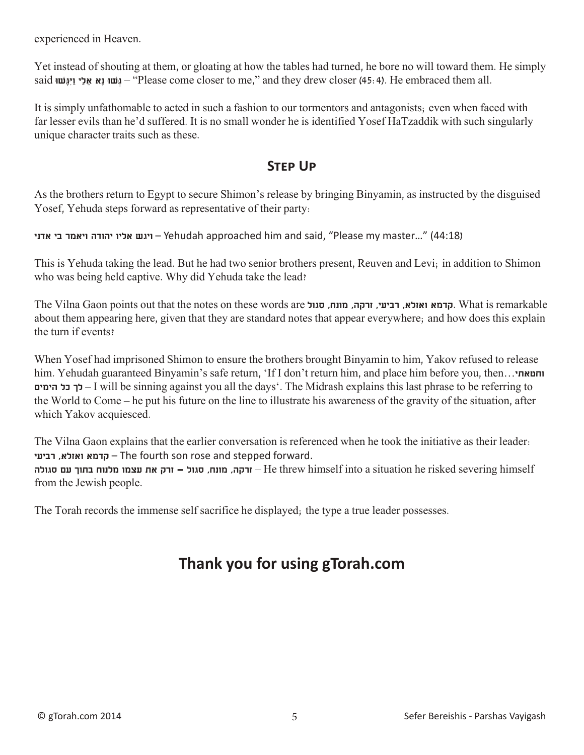experienced in Heaven.

Yet instead of shouting at them, or gloating at how the tables had turned, he bore no will toward them. He simply said גְּשׁוּ נָא אֵלַי וַיִּגָּשׁוּ – "Please come closer to me," and they drew closer (45:4). He embraced them all.

It is simply unfathomable to acted in such a fashion to our tormentors and antagonists; even when faced with far lesser evils than he'd suffered. It is no small wonder he is identified Yosef HaTzaddik with such singularly unique character traits such as these.

## Step Up

As the brothers return to Egypt to secure Shimon's release by bringing Binyamin, as instructed by the disguised Yosef, Yehuda steps forward as representative of their party:

**ויגש אליו יהודה ויאמר בי אדני** – Yehudah approached him and said, "Please my master…" (44:18)

This is Yehuda taking the lead. But he had two senior brothers present, Reuven and Levi; in addition to Shimon who was being held captive. Why did Yehuda take the lead?

The Vilna Gaon points out that the notes on these words are **קדמא ואזלא, רביעי, זרקה, מונח, סגול**. What is remarkable about them appearing here, given that they are standard notes that appear everywhere; and how does this explain the turn if events?

When Yosef had imprisoned Shimon to ensure the brothers brought Binyamin to him, Yakov refused to release him. Yehudah guaranteed Binyamin's safe return, 'If I don't return him, and place him before you, then…**וחטאתי לך כל הימים** – I will be sinning against you all the days'. The Midrash explains this last phrase to be referring to the World to Come – he put his future on the line to illustrate his awareness of the gravity of the situation, after which Yakov acquiesced.

The Vilna Gaon explains that the earlier conversation is referenced when he took the initiative as their leader:
**קדמא ואזלא, רביעי** – The fourth son rose and stepped forward.
**זרקה, מונח, סגול – זרק את עצמו מלנוח בתוך עם סגולה** – He threw himself into a situation he risked severing himself from the Jewish people.

The Torah records the immense self sacrifice he displayed; the type a true leader possesses.

# Thank you for using gTorah.com